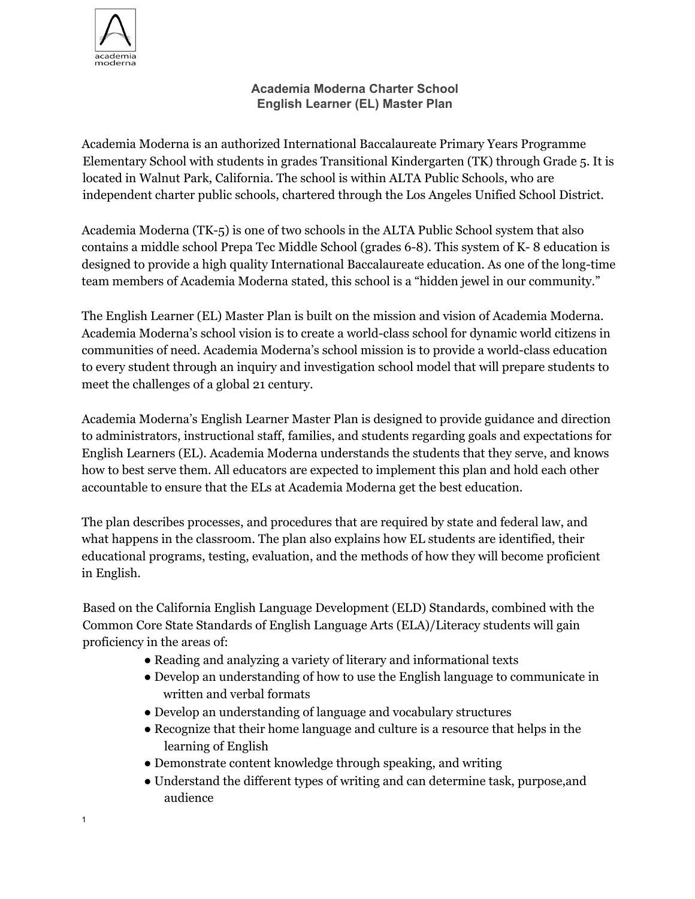# Academia Moderna Charter School
## English Learner (EL) Master Plan

Academia Moderna is an authorized International Baccalaureate Primary Years Programme Elementary School with students in grades Transitional Kindergarten (TK) through Grade 5. It is located in Walnut Park, California. The school is within ALTA Public Schools, who are independent charter public schools, chartered through the Los Angeles Unified School District.

Academia Moderna (TK-5) is one of two schools in the ALTA Public School system that also contains a middle school Prepa Tec Middle School (grades 6-8). This system of K- 8 education is designed to provide a high quality International Baccalaureate education. As one of the long-time team members of Academia Moderna stated, this school is a "hidden jewel in our community."

The English Learner (EL) Master Plan is built on the mission and vision of Academia Moderna. Academia Moderna's school vision is to create a world-class school for dynamic world citizens in communities of need. Academia Moderna's school mission is to provide a world-class education to every student through an inquiry and investigation school model that will prepare students to meet the challenges of a global 21 century.

Academia Moderna's English Learner Master Plan is designed to provide guidance and direction to administrators, instructional staff, families, and students regarding goals and expectations for English Learners (EL). Academia Moderna understands the students that they serve, and knows how to best serve them. All educators are expected to implement this plan and hold each other accountable to ensure that the ELs at Academia Moderna get the best education.

The plan describes processes, and procedures that are required by state and federal law, and what happens in the classroom. The plan also explains how EL students are identified, their educational programs, testing, evaluation, and the methods of how they will become proficient in English.

Based on the California English Language Development (ELD) Standards, combined with the Common Core State Standards of English Language Arts (ELA)/Literacy students will gain proficiency in the areas of:

- Reading and analyzing a variety of literary and informational texts
- Develop an understanding of how to use the English language to communicate in written and verbal formats
- Develop an understanding of language and vocabulary structures
- Recognize that their home language and culture is a resource that helps in the learning of English
- Demonstrate content knowledge through speaking, and writing
- Understand the different types of writing and can determine task, purpose,and audience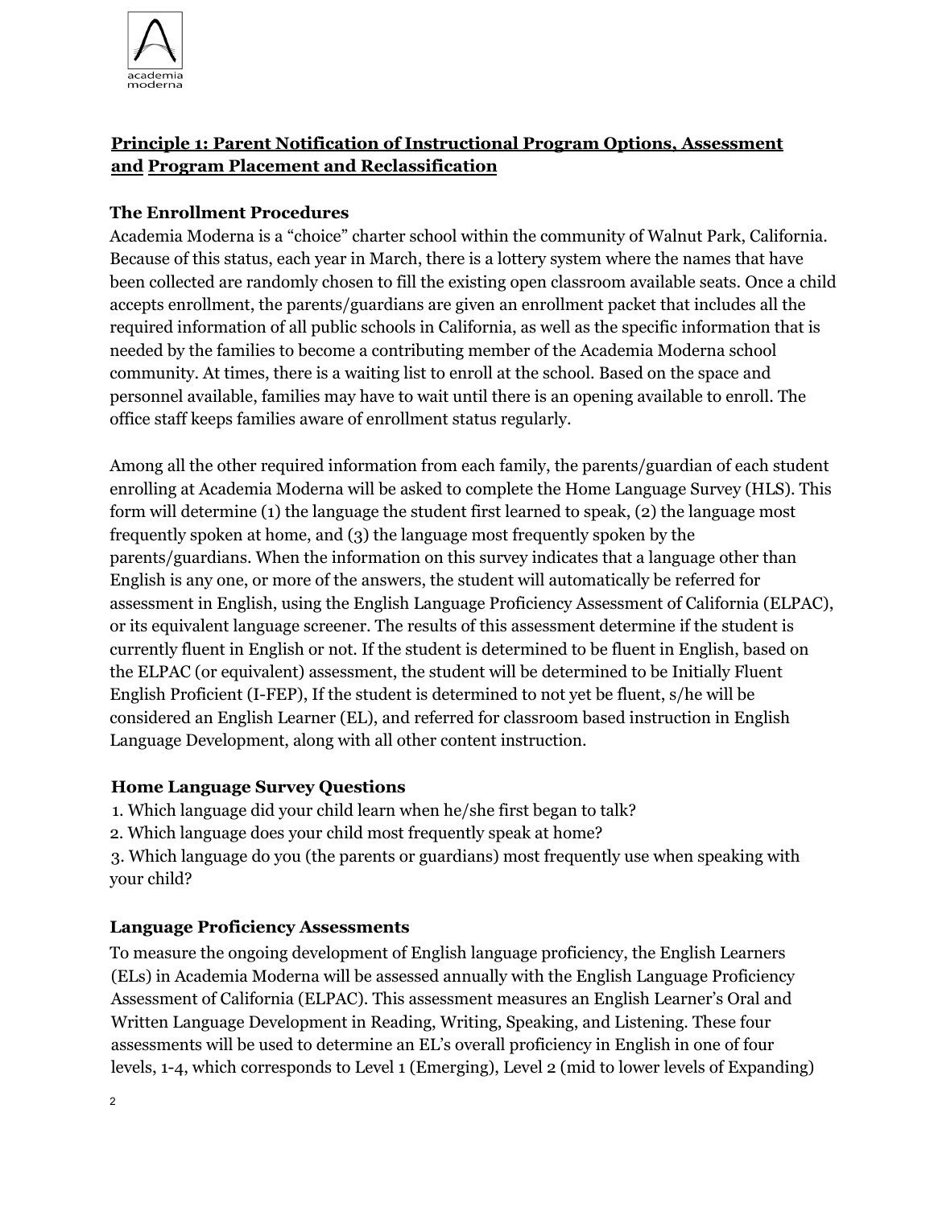## Principle 1: Parent Notification of Instructional Program Options, Assessment and Program Placement and Reclassification

### The Enrollment Procedures

Academia Moderna is a "choice" charter school within the community of Walnut Park, California. Because of this status, each year in March, there is a lottery system where the names that have been collected are randomly chosen to fill the existing open classroom available seats. Once a child accepts enrollment, the parents/guardians are given an enrollment packet that includes all the required information of all public schools in California, as well as the specific information that is needed by the families to become a contributing member of the Academia Moderna school community. At times, there is a waiting list to enroll at the school. Based on the space and personnel available, families may have to wait until there is an opening available to enroll. The office staff keeps families aware of enrollment status regularly.

Among all the other required information from each family, the parents/guardian of each student enrolling at Academia Moderna will be asked to complete the Home Language Survey (HLS). This form will determine (1) the language the student first learned to speak, (2) the language most frequently spoken at home, and (3) the language most frequently spoken by the parents/guardians. When the information on this survey indicates that a language other than English is any one, or more of the answers, the student will automatically be referred for assessment in English, using the English Language Proficiency Assessment of California (ELPAC), or its equivalent language screener. The results of this assessment determine if the student is currently fluent in English or not. If the student is determined to be fluent in English, based on the ELPAC (or equivalent) assessment, the student will be determined to be Initially Fluent English Proficient (I-FEP), If the student is determined to not yet be fluent, s/he will be considered an English Learner (EL), and referred for classroom based instruction in English Language Development, along with all other content instruction.

### Home Language Survey Questions

1. Which language did your child learn when he/she first began to talk?
2. Which language does your child most frequently speak at home?
3. Which language do you (the parents or guardians) most frequently use when speaking with your child?

### Language Proficiency Assessments

To measure the ongoing development of English language proficiency, the English Learners (ELs) in Academia Moderna will be assessed annually with the English Language Proficiency Assessment of California (ELPAC). This assessment measures an English Learner's Oral and Written Language Development in Reading, Writing, Speaking, and Listening. These four assessments will be used to determine an EL's overall proficiency in English in one of four levels, 1-4, which corresponds to Level 1 (Emerging), Level 2 (mid to lower levels of Expanding)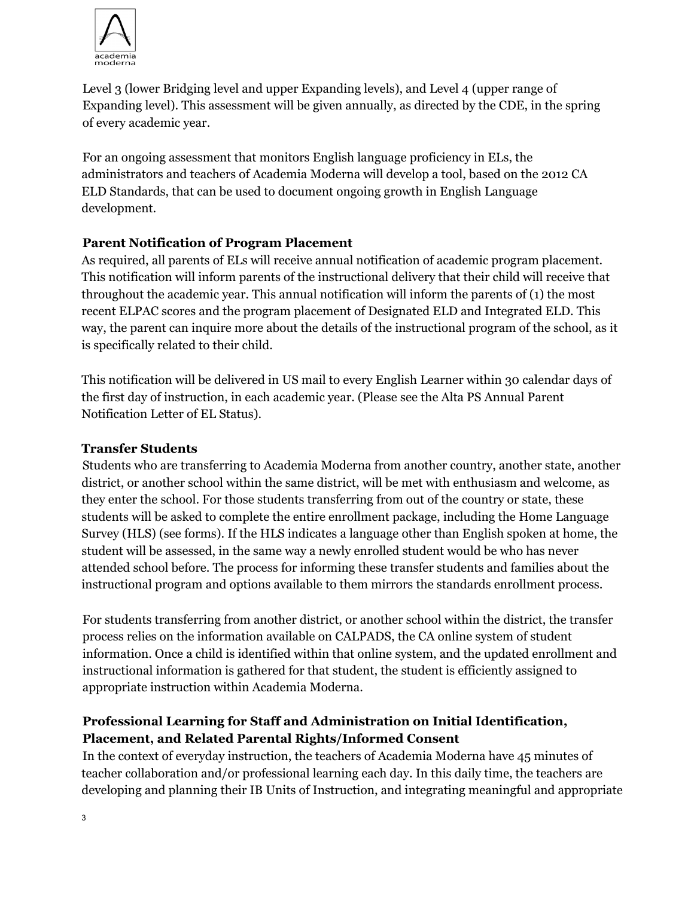Level 3 (lower Bridging level and upper Expanding levels), and Level 4 (upper range of Expanding level). This assessment will be given annually, as directed by the CDE, in the spring of every academic year.

For an ongoing assessment that monitors English language proficiency in ELs, the administrators and teachers of Academia Moderna will develop a tool, based on the 2012 CA ELD Standards, that can be used to document ongoing growth in English Language development.

**Parent Notification of Program Placement**

As required, all parents of ELs will receive annual notification of academic program placement. This notification will inform parents of the instructional delivery that their child will receive that throughout the academic year. This annual notification will inform the parents of (1) the most recent ELPAC scores and the program placement of Designated ELD and Integrated ELD. This way, the parent can inquire more about the details of the instructional program of the school, as it is specifically related to their child.

This notification will be delivered in US mail to every English Learner within 30 calendar days of the first day of instruction, in each academic year. (Please see the Alta PS Annual Parent Notification Letter of EL Status).

**Transfer Students**

Students who are transferring to Academia Moderna from another country, another state, another district, or another school within the same district, will be met with enthusiasm and welcome, as they enter the school. For those students transferring from out of the country or state, these students will be asked to complete the entire enrollment package, including the Home Language Survey (HLS) (see forms). If the HLS indicates a language other than English spoken at home, the student will be assessed, in the same way a newly enrolled student would be who has never attended school before. The process for informing these transfer students and families about the instructional program and options available to them mirrors the standards enrollment process.

For students transferring from another district, or another school within the district, the transfer process relies on the information available on CALPADS, the CA online system of student information. Once a child is identified within that online system, and the updated enrollment and instructional information is gathered for that student, the student is efficiently assigned to appropriate instruction within Academia Moderna.

**Professional Learning for Staff and Administration on Initial Identification, Placement, and Related Parental Rights/Informed Consent**

In the context of everyday instruction, the teachers of Academia Moderna have 45 minutes of teacher collaboration and/or professional learning each day. In this daily time, the teachers are developing and planning their IB Units of Instruction, and integrating meaningful and appropriate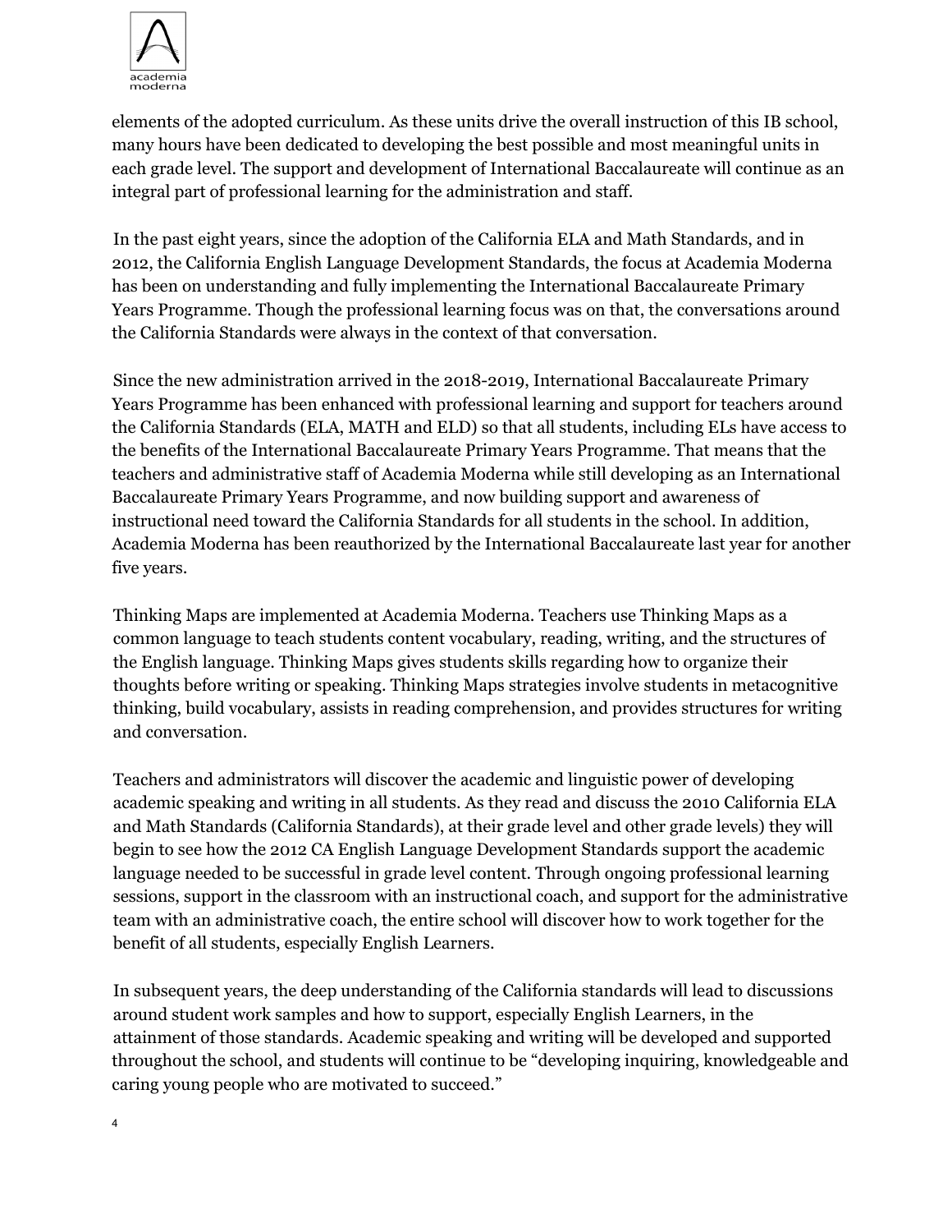elements of the adopted curriculum. As these units drive the overall instruction of this IB school, many hours have been dedicated to developing the best possible and most meaningful units in each grade level. The support and development of International Baccalaureate will continue as an integral part of professional learning for the administration and staff.

In the past eight years, since the adoption of the California ELA and Math Standards, and in 2012, the California English Language Development Standards, the focus at Academia Moderna has been on understanding and fully implementing the International Baccalaureate Primary Years Programme. Though the professional learning focus was on that, the conversations around the California Standards were always in the context of that conversation.

Since the new administration arrived in the 2018-2019, International Baccalaureate Primary Years Programme has been enhanced with professional learning and support for teachers around the California Standards (ELA, MATH and ELD) so that all students, including ELs have access to the benefits of the International Baccalaureate Primary Years Programme. That means that the teachers and administrative staff of Academia Moderna while still developing as an International Baccalaureate Primary Years Programme, and now building support and awareness of instructional need toward the California Standards for all students in the school. In addition, Academia Moderna has been reauthorized by the International Baccalaureate last year for another five years.

Thinking Maps are implemented at Academia Moderna. Teachers use Thinking Maps as a common language to teach students content vocabulary, reading, writing, and the structures of the English language. Thinking Maps gives students skills regarding how to organize their thoughts before writing or speaking. Thinking Maps strategies involve students in metacognitive thinking, build vocabulary, assists in reading comprehension, and provides structures for writing and conversation.

Teachers and administrators will discover the academic and linguistic power of developing academic speaking and writing in all students. As they read and discuss the 2010 California ELA and Math Standards (California Standards), at their grade level and other grade levels) they will begin to see how the 2012 CA English Language Development Standards support the academic language needed to be successful in grade level content. Through ongoing professional learning sessions, support in the classroom with an instructional coach, and support for the administrative team with an administrative coach, the entire school will discover how to work together for the benefit of all students, especially English Learners.

In subsequent years, the deep understanding of the California standards will lead to discussions around student work samples and how to support, especially English Learners, in the attainment of those standards. Academic speaking and writing will be developed and supported throughout the school, and students will continue to be "developing inquiring, knowledgeable and caring young people who are motivated to succeed."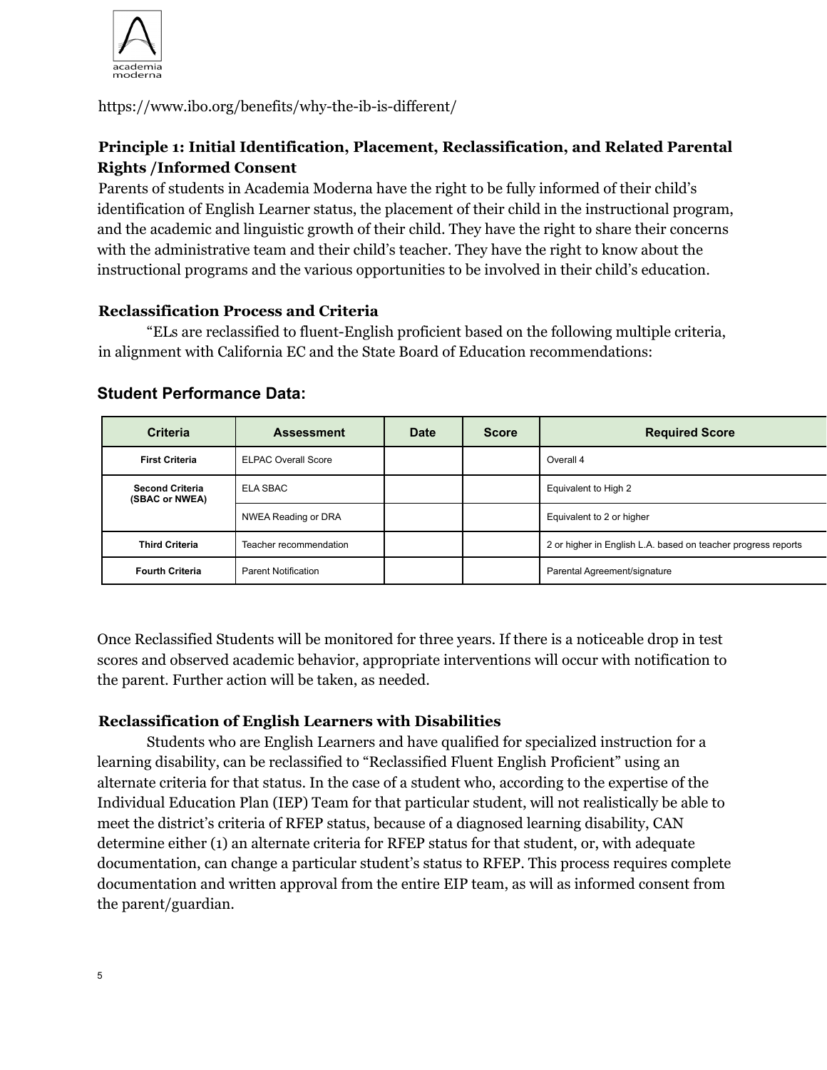https://www.ibo.org/benefits/why-the-ib-is-different/

### Principle 1: Initial Identification, Placement, Reclassification, and Related Parental Rights /Informed Consent

Parents of students in Academia Moderna have the right to be fully informed of their child's identification of English Learner status, the placement of their child in the instructional program, and the academic and linguistic growth of their child. They have the right to share their concerns with the administrative team and their child's teacher. They have the right to know about the instructional programs and the various opportunities to be involved in their child's education.

### Reclassification Process and Criteria

"ELs are reclassified to fluent-English proficient based on the following multiple criteria, in alignment with California EC and the State Board of Education recommendations:

### Student Performance Data:

| Criteria | Assessment | Date | Score | Required Score |
|---|---|---|---|---|
| First Criteria | ELPAC Overall Score | | | Overall 4 |
| Second Criteria (SBAC or NWEA) | ELA SBAC | | | Equivalent to High 2 |
| | NWEA Reading or DRA | | | Equivalent to 2 or higher |
| Third Criteria | Teacher recommendation | | | 2 or higher in English L.A. based on teacher progress reports |
| Fourth Criteria | Parent Notification | | | Parental Agreement/signature |

Once Reclassified Students will be monitored for three years. If there is a noticeable drop in test scores and observed academic behavior, appropriate interventions will occur with notification to the parent. Further action will be taken, as needed.

### Reclassification of English Learners with Disabilities

Students who are English Learners and have qualified for specialized instruction for a learning disability, can be reclassified to "Reclassified Fluent English Proficient" using an alternate criteria for that status. In the case of a student who, according to the expertise of the Individual Education Plan (IEP) Team for that particular student, will not realistically be able to meet the district's criteria of RFEP status, because of a diagnosed learning disability, CAN determine either (1) an alternate criteria for RFEP status for that student, or, with adequate documentation, can change a particular student's status to RFEP. This process requires complete documentation and written approval from the entire EIP team, as will as informed consent from the parent/guardian.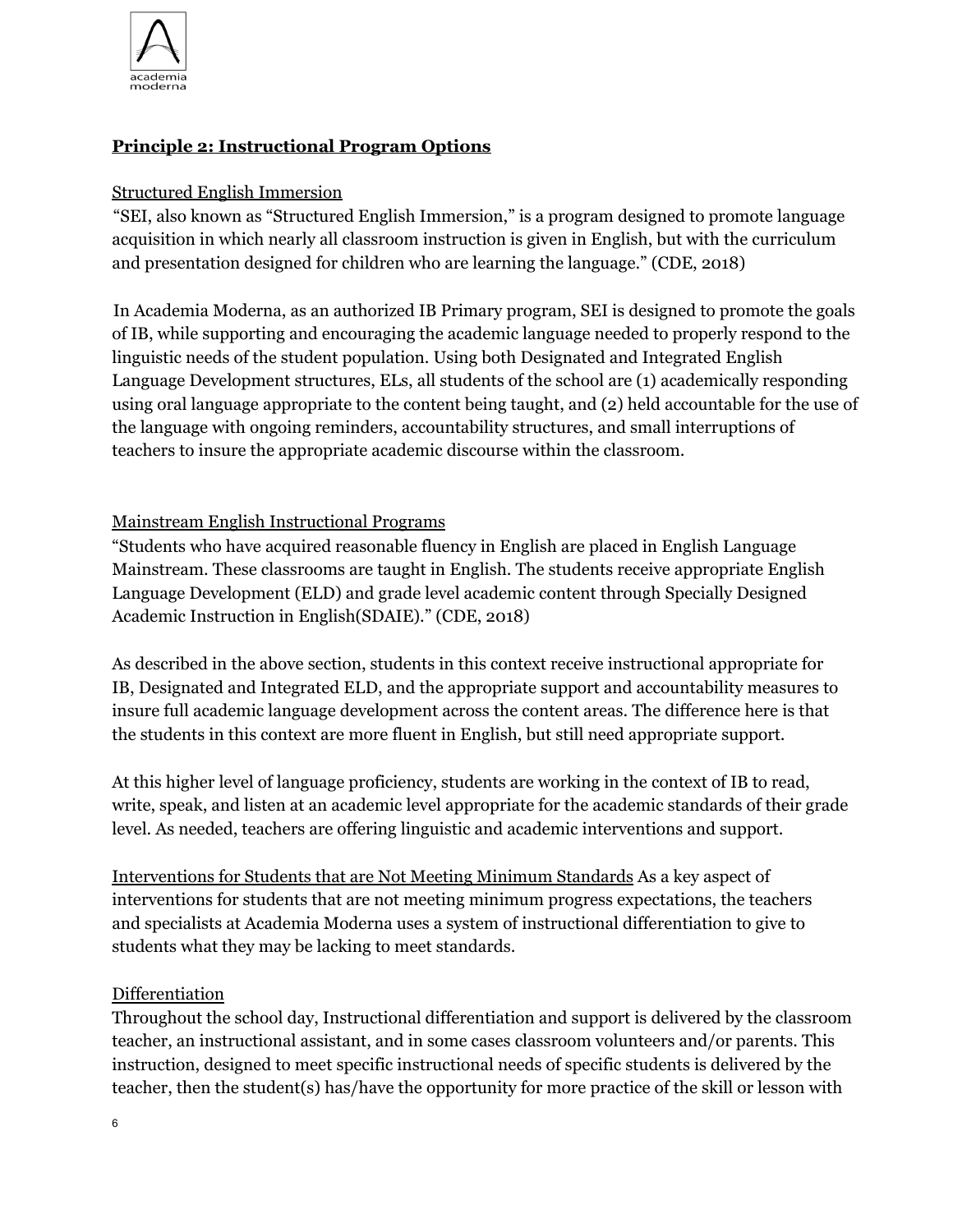## **Principle 2: Instructional Program Options**

Structured English Immersion

"SEI, also known as "Structured English Immersion," is a program designed to promote language acquisition in which nearly all classroom instruction is given in English, but with the curriculum and presentation designed for children who are learning the language." (CDE, 2018)

In Academia Moderna, as an authorized IB Primary program, SEI is designed to promote the goals of IB, while supporting and encouraging the academic language needed to properly respond to the linguistic needs of the student population. Using both Designated and Integrated English Language Development structures, ELs, all students of the school are (1) academically responding using oral language appropriate to the content being taught, and (2) held accountable for the use of the language with ongoing reminders, accountability structures, and small interruptions of teachers to insure the appropriate academic discourse within the classroom.

Mainstream English Instructional Programs

"Students who have acquired reasonable fluency in English are placed in English Language Mainstream. These classrooms are taught in English. The students receive appropriate English Language Development (ELD) and grade level academic content through Specially Designed Academic Instruction in English(SDAIE)." (CDE, 2018)

As described in the above section, students in this context receive instructional appropriate for IB, Designated and Integrated ELD, and the appropriate support and accountability measures to insure full academic language development across the content areas. The difference here is that the students in this context are more fluent in English, but still need appropriate support.

At this higher level of language proficiency, students are working in the context of IB to read, write, speak, and listen at an academic level appropriate for the academic standards of their grade level. As needed, teachers are offering linguistic and academic interventions and support.

Interventions for Students that are Not Meeting Minimum Standards As a key aspect of interventions for students that are not meeting minimum progress expectations, the teachers and specialists at Academia Moderna uses a system of instructional differentiation to give to students what they may be lacking to meet standards.

Differentiation

Throughout the school day, Instructional differentiation and support is delivered by the classroom teacher, an instructional assistant, and in some cases classroom volunteers and/or parents. This instruction, designed to meet specific instructional needs of specific students is delivered by the teacher, then the student(s) has/have the opportunity for more practice of the skill or lesson with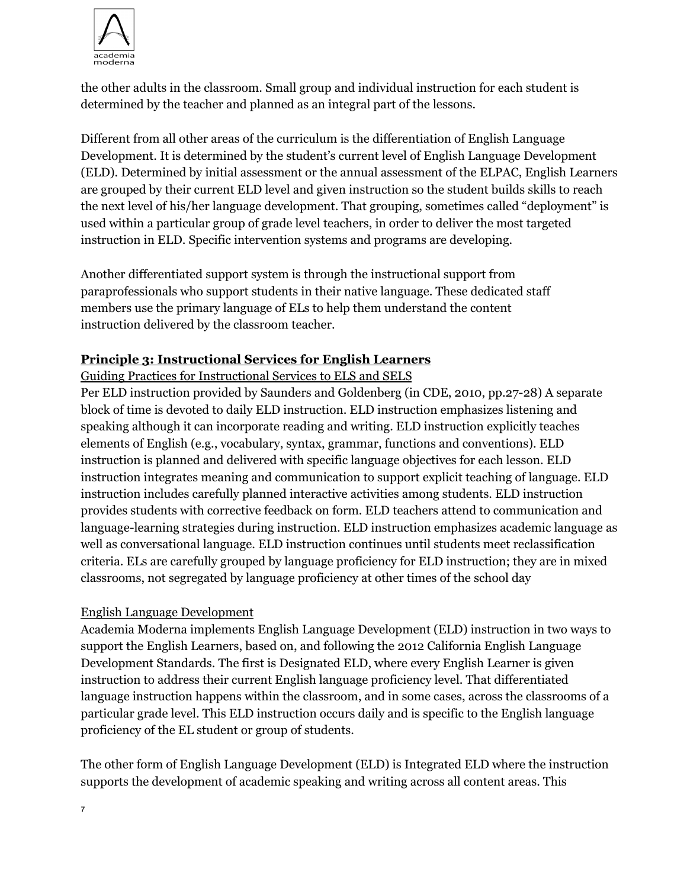the other adults in the classroom. Small group and individual instruction for each student is determined by the teacher and planned as an integral part of the lessons.

Different from all other areas of the curriculum is the differentiation of English Language Development. It is determined by the student's current level of English Language Development (ELD). Determined by initial assessment or the annual assessment of the ELPAC, English Learners are grouped by their current ELD level and given instruction so the student builds skills to reach the next level of his/her language development. That grouping, sometimes called "deployment" is used within a particular group of grade level teachers, in order to deliver the most targeted instruction in ELD. Specific intervention systems and programs are developing.

Another differentiated support system is through the instructional support from paraprofessionals who support students in their native language. These dedicated staff members use the primary language of ELs to help them understand the content instruction delivered by the classroom teacher.

## **Principle 3: Instructional Services for English Learners**

Guiding Practices for Instructional Services to ELS and SELS

Per ELD instruction provided by Saunders and Goldenberg (in CDE, 2010, pp.27-28) A separate block of time is devoted to daily ELD instruction. ELD instruction emphasizes listening and speaking although it can incorporate reading and writing. ELD instruction explicitly teaches elements of English (e.g., vocabulary, syntax, grammar, functions and conventions). ELD instruction is planned and delivered with specific language objectives for each lesson. ELD instruction integrates meaning and communication to support explicit teaching of language. ELD instruction includes carefully planned interactive activities among students. ELD instruction provides students with corrective feedback on form. ELD teachers attend to communication and language-learning strategies during instruction. ELD instruction emphasizes academic language as well as conversational language. ELD instruction continues until students meet reclassification criteria. ELs are carefully grouped by language proficiency for ELD instruction; they are in mixed classrooms, not segregated by language proficiency at other times of the school day

English Language Development

Academia Moderna implements English Language Development (ELD) instruction in two ways to support the English Learners, based on, and following the 2012 California English Language Development Standards. The first is Designated ELD, where every English Learner is given instruction to address their current English language proficiency level. That differentiated language instruction happens within the classroom, and in some cases, across the classrooms of a particular grade level. This ELD instruction occurs daily and is specific to the English language proficiency of the EL student or group of students.

The other form of English Language Development (ELD) is Integrated ELD where the instruction supports the development of academic speaking and writing across all content areas. This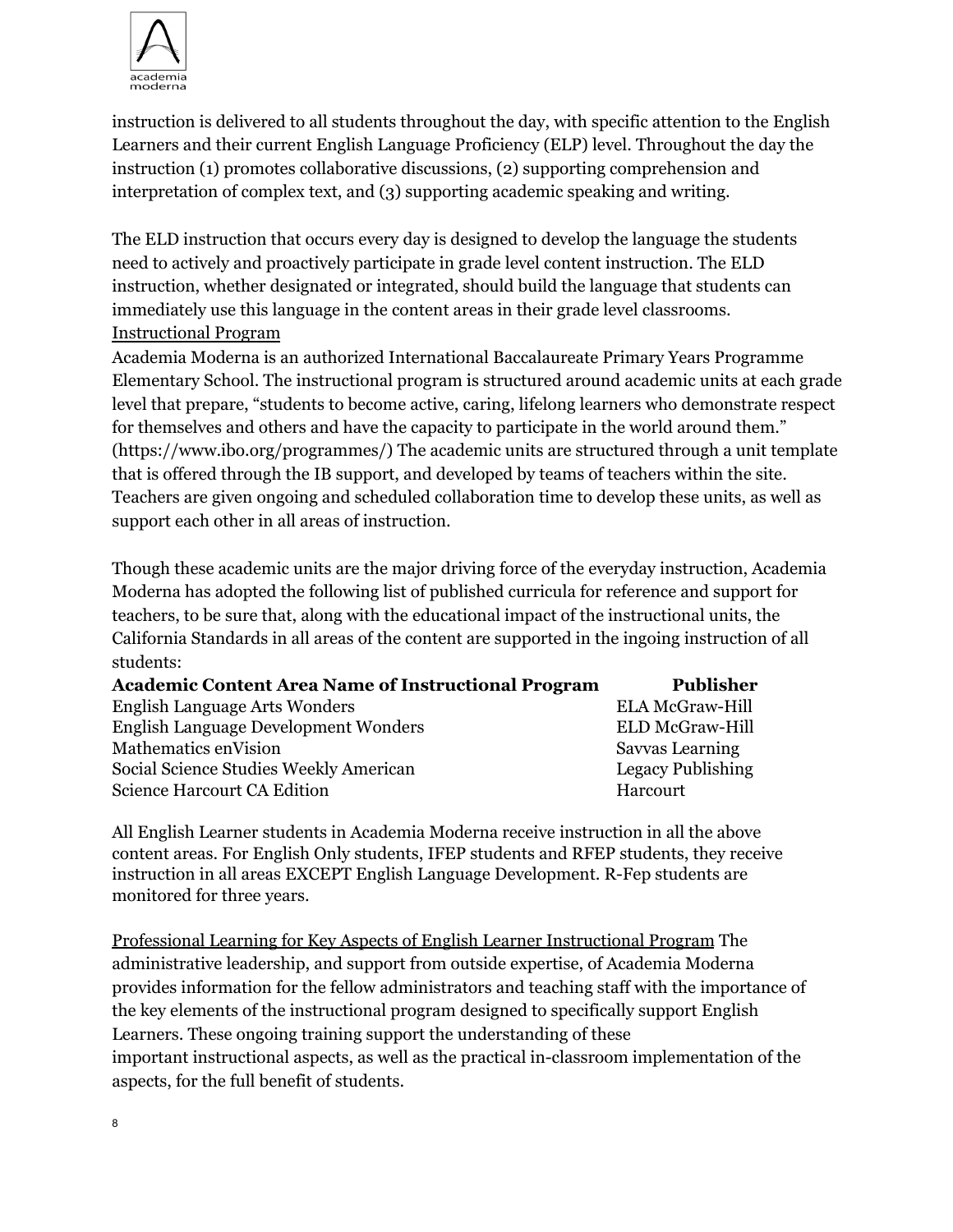instruction is delivered to all students throughout the day, with specific attention to the English Learners and their current English Language Proficiency (ELP) level. Throughout the day the instruction (1) promotes collaborative discussions, (2) supporting comprehension and interpretation of complex text, and (3) supporting academic speaking and writing.

The ELD instruction that occurs every day is designed to develop the language the students need to actively and proactively participate in grade level content instruction. The ELD instruction, whether designated or integrated, should build the language that students can immediately use this language in the content areas in their grade level classrooms.

Instructional Program

Academia Moderna is an authorized International Baccalaureate Primary Years Programme Elementary School. The instructional program is structured around academic units at each grade level that prepare, "students to become active, caring, lifelong learners who demonstrate respect for themselves and others and have the capacity to participate in the world around them." (https://www.ibo.org/programmes/) The academic units are structured through a unit template that is offered through the IB support, and developed by teams of teachers within the site. Teachers are given ongoing and scheduled collaboration time to develop these units, as well as support each other in all areas of instruction.

Though these academic units are the major driving force of the everyday instruction, Academia Moderna has adopted the following list of published curricula for reference and support for teachers, to be sure that, along with the educational impact of the instructional units, the California Standards in all areas of the content are supported in the ingoing instruction of all students:

| **Academic Content Area Name of Instructional Program** | **Publisher** |
|---|---|
| English Language Arts Wonders | ELA McGraw-Hill |
| English Language Development Wonders | ELD McGraw-Hill |
| Mathematics enVision | Savvas Learning |
| Social Science Studies Weekly American | Legacy Publishing |
| Science Harcourt CA Edition | Harcourt |

All English Learner students in Academia Moderna receive instruction in all the above content areas. For English Only students, IFEP students and RFEP students, they receive instruction in all areas EXCEPT English Language Development. R-Fep students are monitored for three years.

Professional Learning for Key Aspects of English Learner Instructional Program The administrative leadership, and support from outside expertise, of Academia Moderna provides information for the fellow administrators and teaching staff with the importance of the key elements of the instructional program designed to specifically support English Learners. These ongoing training support the understanding of these important instructional aspects, as well as the practical in-classroom implementation of the aspects, for the full benefit of students.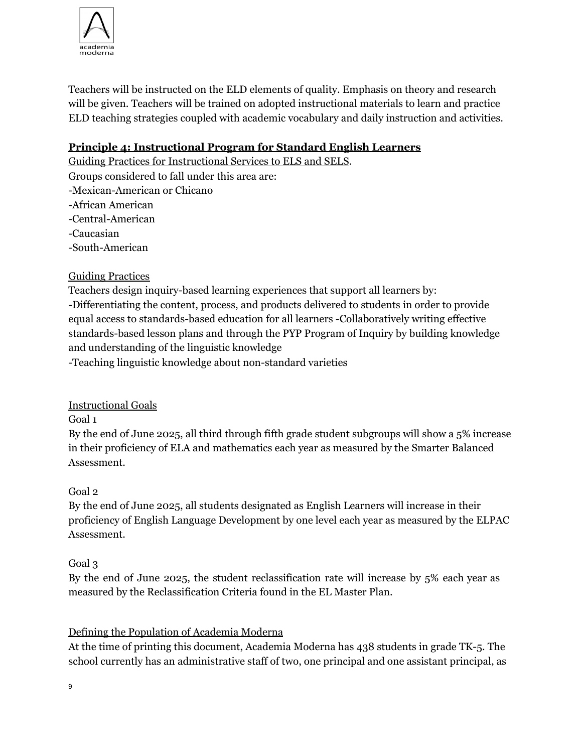Teachers will be instructed on the ELD elements of quality. Emphasis on theory and research will be given. Teachers will be trained on adopted instructional materials to learn and practice ELD teaching strategies coupled with academic vocabulary and daily instruction and activities.

## Principle 4: Instructional Program for Standard English Learners

Guiding Practices for Instructional Services to ELS and SELS.

Groups considered to fall under this area are:

-Mexican-American or Chicano
-African American
-Central-American
-Caucasian
-South-American

Guiding Practices

Teachers design inquiry-based learning experiences that support all learners by:

-Differentiating the content, process, and products delivered to students in order to provide equal access to standards-based education for all learners -Collaboratively writing effective standards-based lesson plans and through the PYP Program of Inquiry by building knowledge and understanding of the linguistic knowledge
-Teaching linguistic knowledge about non-standard varieties

Instructional Goals

Goal 1

By the end of June 2025, all third through fifth grade student subgroups will show a 5% increase in their proficiency of ELA and mathematics each year as measured by the Smarter Balanced Assessment.

Goal 2

By the end of June 2025, all students designated as English Learners will increase in their proficiency of English Language Development by one level each year as measured by the ELPAC Assessment.

Goal 3

By the end of June 2025, the student reclassification rate will increase by 5% each year as measured by the Reclassification Criteria found in the EL Master Plan.

Defining the Population of Academia Moderna

At the time of printing this document, Academia Moderna has 438 students in grade TK-5. The school currently has an administrative staff of two, one principal and one assistant principal, as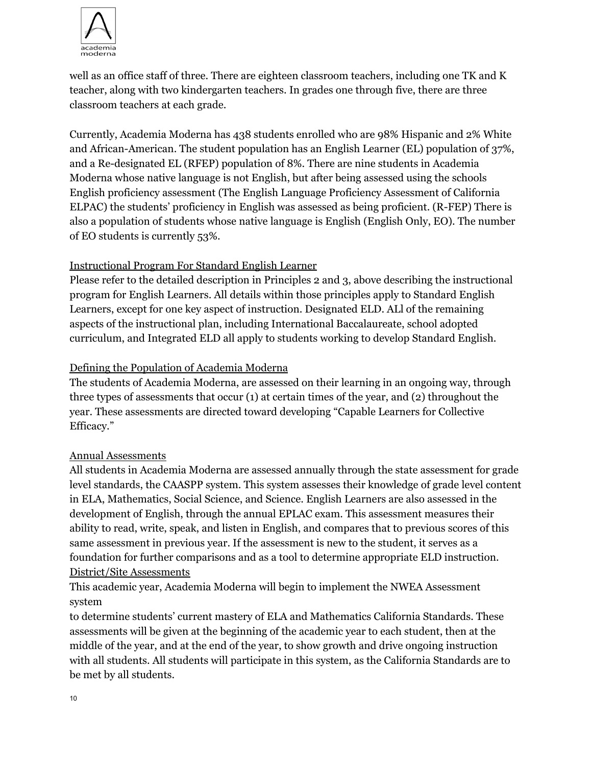well as an office staff of three. There are eighteen classroom teachers, including one TK and K teacher, along with two kindergarten teachers. In grades one through five, there are three classroom teachers at each grade.

Currently, Academia Moderna has 438 students enrolled who are 98% Hispanic and 2% White and African-American. The student population has an English Learner (EL) population of 37%, and a Re-designated EL (RFEP) population of 8%. There are nine students in Academia Moderna whose native language is not English, but after being assessed using the schools English proficiency assessment (The English Language Proficiency Assessment of California ELPAC) the students' proficiency in English was assessed as being proficient. (R-FEP) There is also a population of students whose native language is English (English Only, EO). The number of EO students is currently 53%.

<u>Instructional Program For Standard English Learner</u>

Please refer to the detailed description in Principles 2 and 3, above describing the instructional program for English Learners. All details within those principles apply to Standard English Learners, except for one key aspect of instruction. Designated ELD. ALl of the remaining aspects of the instructional plan, including International Baccalaureate, school adopted curriculum, and Integrated ELD all apply to students working to develop Standard English.

<u>Defining the Population of Academia Moderna</u>

The students of Academia Moderna, are assessed on their learning in an ongoing way, through three types of assessments that occur (1) at certain times of the year, and (2) throughout the year. These assessments are directed toward developing "Capable Learners for Collective Efficacy."

<u>Annual Assessments</u>

All students in Academia Moderna are assessed annually through the state assessment for grade level standards, the CAASPP system. This system assesses their knowledge of grade level content in ELA, Mathematics, Social Science, and Science. English Learners are also assessed in the development of English, through the annual EPLAC exam. This assessment measures their ability to read, write, speak, and listen in English, and compares that to previous scores of this same assessment in previous year. If the assessment is new to the student, it serves as a foundation for further comparisons and as a tool to determine appropriate ELD instruction.

<u>District/Site Assessments</u>

This academic year, Academia Moderna will begin to implement the NWEA Assessment system to determine students' current mastery of ELA and Mathematics California Standards. These assessments will be given at the beginning of the academic year to each student, then at the middle of the year, and at the end of the year, to show growth and drive ongoing instruction with all students. All students will participate in this system, as the California Standards are to be met by all students.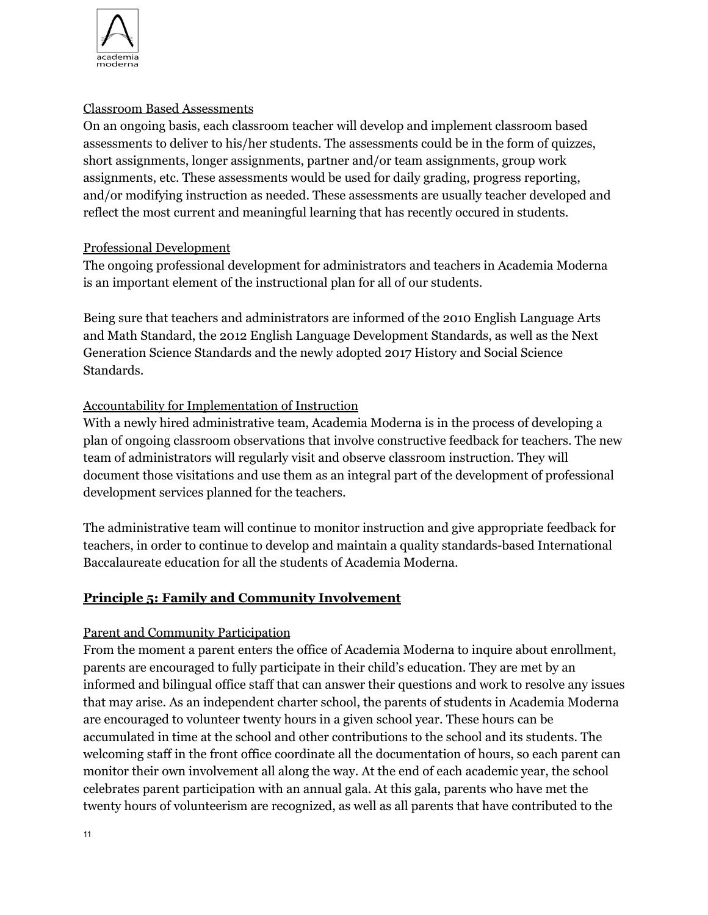Classroom Based Assessments

On an ongoing basis, each classroom teacher will develop and implement classroom based assessments to deliver to his/her students. The assessments could be in the form of quizzes, short assignments, longer assignments, partner and/or team assignments, group work assignments, etc. These assessments would be used for daily grading, progress reporting, and/or modifying instruction as needed. These assessments are usually teacher developed and reflect the most current and meaningful learning that has recently occured in students.

Professional Development

The ongoing professional development for administrators and teachers in Academia Moderna is an important element of the instructional plan for all of our students.

Being sure that teachers and administrators are informed of the 2010 English Language Arts and Math Standard, the 2012 English Language Development Standards, as well as the Next Generation Science Standards and the newly adopted 2017 History and Social Science Standards.

Accountability for Implementation of Instruction

With a newly hired administrative team, Academia Moderna is in the process of developing a plan of ongoing classroom observations that involve constructive feedback for teachers. The new team of administrators will regularly visit and observe classroom instruction. They will document those visitations and use them as an integral part of the development of professional development services planned for the teachers.

The administrative team will continue to monitor instruction and give appropriate feedback for teachers, in order to continue to develop and maintain a quality standards-based International Baccalaureate education for all the students of Academia Moderna.

## Principle 5: Family and Community Involvement

Parent and Community Participation

From the moment a parent enters the office of Academia Moderna to inquire about enrollment, parents are encouraged to fully participate in their child's education. They are met by an informed and bilingual office staff that can answer their questions and work to resolve any issues that may arise. As an independent charter school, the parents of students in Academia Moderna are encouraged to volunteer twenty hours in a given school year. These hours can be accumulated in time at the school and other contributions to the school and its students. The welcoming staff in the front office coordinate all the documentation of hours, so each parent can monitor their own involvement all along the way. At the end of each academic year, the school celebrates parent participation with an annual gala. At this gala, parents who have met the twenty hours of volunteerism are recognized, as well as all parents that have contributed to the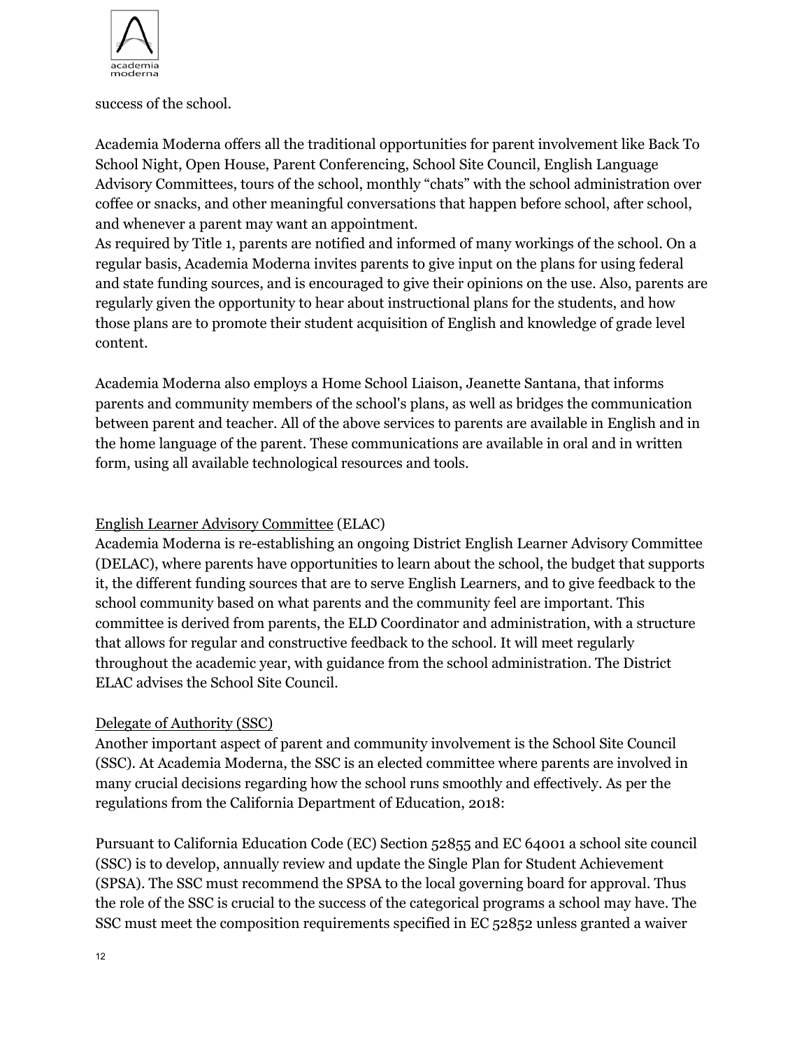success of the school.

Academia Moderna offers all the traditional opportunities for parent involvement like Back To School Night, Open House, Parent Conferencing, School Site Council, English Language Advisory Committees, tours of the school, monthly "chats" with the school administration over coffee or snacks, and other meaningful conversations that happen before school, after school, and whenever a parent may want an appointment.
As required by Title 1, parents are notified and informed of many workings of the school. On a regular basis, Academia Moderna invites parents to give input on the plans for using federal and state funding sources, and is encouraged to give their opinions on the use. Also, parents are regularly given the opportunity to hear about instructional plans for the students, and how those plans are to promote their student acquisition of English and knowledge of grade level content.

Academia Moderna also employs a Home School Liaison, Jeanette Santana, that informs parents and community members of the school's plans, as well as bridges the communication between parent and teacher. All of the above services to parents are available in English and in the home language of the parent. These communications are available in oral and in written form, using all available technological resources and tools.

<u>English Learner Advisory Committee</u> (ELAC)
Academia Moderna is re-establishing an ongoing District English Learner Advisory Committee (DELAC), where parents have opportunities to learn about the school, the budget that supports it, the different funding sources that are to serve English Learners, and to give feedback to the school community based on what parents and the community feel are important. This committee is derived from parents, the ELD Coordinator and administration, with a structure that allows for regular and constructive feedback to the school. It will meet regularly throughout the academic year, with guidance from the school administration. The District ELAC advises the School Site Council.

<u>Delegate of Authority (SSC)</u>
Another important aspect of parent and community involvement is the School Site Council (SSC). At Academia Moderna, the SSC is an elected committee where parents are involved in many crucial decisions regarding how the school runs smoothly and effectively. As per the regulations from the California Department of Education, 2018:

Pursuant to California Education Code (EC) Section 52855 and EC 64001 a school site council (SSC) is to develop, annually review and update the Single Plan for Student Achievement (SPSA). The SSC must recommend the SPSA to the local governing board for approval. Thus the role of the SSC is crucial to the success of the categorical programs a school may have. The SSC must meet the composition requirements specified in EC 52852 unless granted a waiver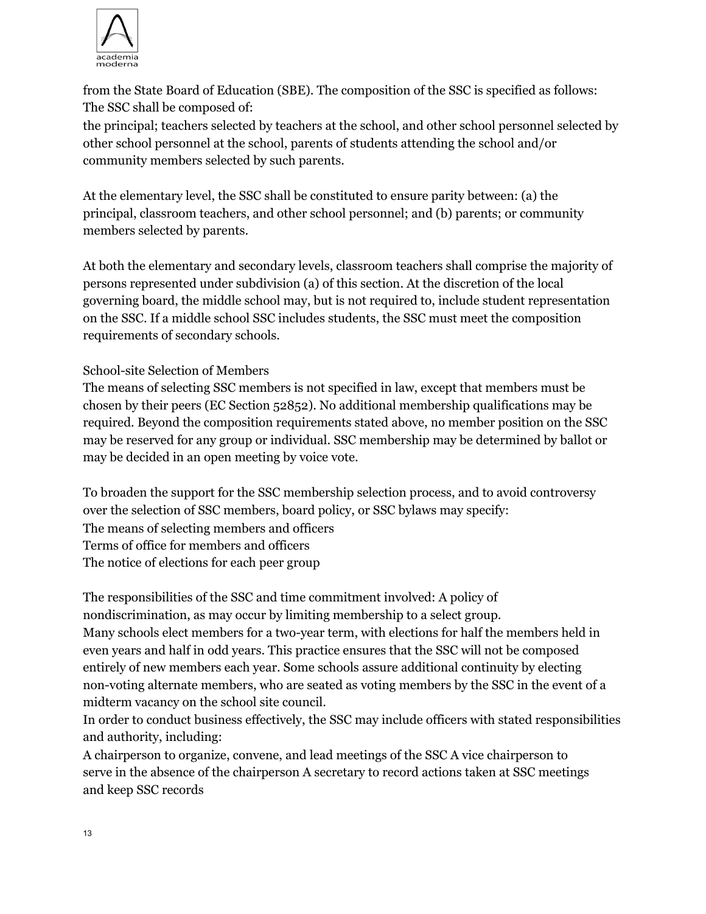from the State Board of Education (SBE). The composition of the SSC is specified as follows: The SSC shall be composed of:

the principal; teachers selected by teachers at the school, and other school personnel selected by other school personnel at the school, parents of students attending the school and/or community members selected by such parents.

At the elementary level, the SSC shall be constituted to ensure parity between: (a) the principal, classroom teachers, and other school personnel; and (b) parents; or community members selected by parents.

At both the elementary and secondary levels, classroom teachers shall comprise the majority of persons represented under subdivision (a) of this section. At the discretion of the local governing board, the middle school may, but is not required to, include student representation on the SSC. If a middle school SSC includes students, the SSC must meet the composition requirements of secondary schools.

School-site Selection of Members

The means of selecting SSC members is not specified in law, except that members must be chosen by their peers (EC Section 52852). No additional membership qualifications may be required. Beyond the composition requirements stated above, no member position on the SSC may be reserved for any group or individual. SSC membership may be determined by ballot or may be decided in an open meeting by voice vote.

To broaden the support for the SSC membership selection process, and to avoid controversy over the selection of SSC members, board policy, or SSC bylaws may specify:

The means of selecting members and officers

Terms of office for members and officers

The notice of elections for each peer group

The responsibilities of the SSC and time commitment involved: A policy of nondiscrimination, as may occur by limiting membership to a select group.

Many schools elect members for a two-year term, with elections for half the members held in even years and half in odd years. This practice ensures that the SSC will not be composed entirely of new members each year. Some schools assure additional continuity by electing non-voting alternate members, who are seated as voting members by the SSC in the event of a midterm vacancy on the school site council.

In order to conduct business effectively, the SSC may include officers with stated responsibilities and authority, including:

A chairperson to organize, convene, and lead meetings of the SSC A vice chairperson to serve in the absence of the chairperson A secretary to record actions taken at SSC meetings and keep SSC records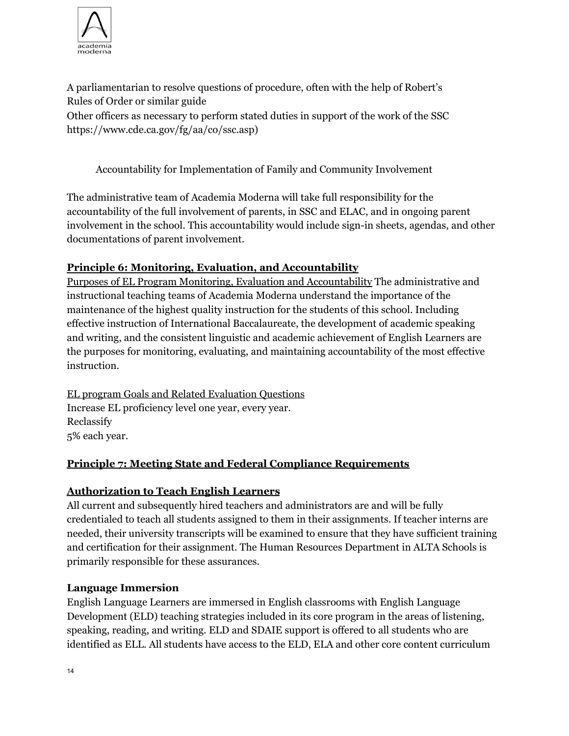A parliamentarian to resolve questions of procedure, often with the help of Robert's Rules of Order or similar guide

Other officers as necessary to perform stated duties in support of the work of the SSC https://www.cde.ca.gov/fg/aa/co/ssc.asp)

Accountability for Implementation of Family and Community Involvement

The administrative team of Academia Moderna will take full responsibility for the accountability of the full involvement of parents, in SSC and ELAC, and in ongoing parent involvement in the school. This accountability would include sign-in sheets, agendas, and other documentations of parent involvement.

## Principle 6: Monitoring, Evaluation, and Accountability

Purposes of EL Program Monitoring, Evaluation and Accountability The administrative and instructional teaching teams of Academia Moderna understand the importance of the maintenance of the highest quality instruction for the students of this school. Including effective instruction of International Baccalaureate, the development of academic speaking and writing, and the consistent linguistic and academic achievement of English Learners are the purposes for monitoring, evaluating, and maintaining accountability of the most effective instruction.

EL program Goals and Related Evaluation Questions

Increase EL proficiency level one year, every year.

Reclassify

5% each year.

## Principle 7: Meeting State and Federal Compliance Requirements

### Authorization to Teach English Learners

All current and subsequently hired teachers and administrators are and will be fully credentialed to teach all students assigned to them in their assignments. If teacher interns are needed, their university transcripts will be examined to ensure that they have sufficient training and certification for their assignment. The Human Resources Department in ALTA Schools is primarily responsible for these assurances.

### Language Immersion

English Language Learners are immersed in English classrooms with English Language Development (ELD) teaching strategies included in its core program in the areas of listening, speaking, reading, and writing. ELD and SDAIE support is offered to all students who are identified as ELL. All students have access to the ELD, ELA and other core content curriculum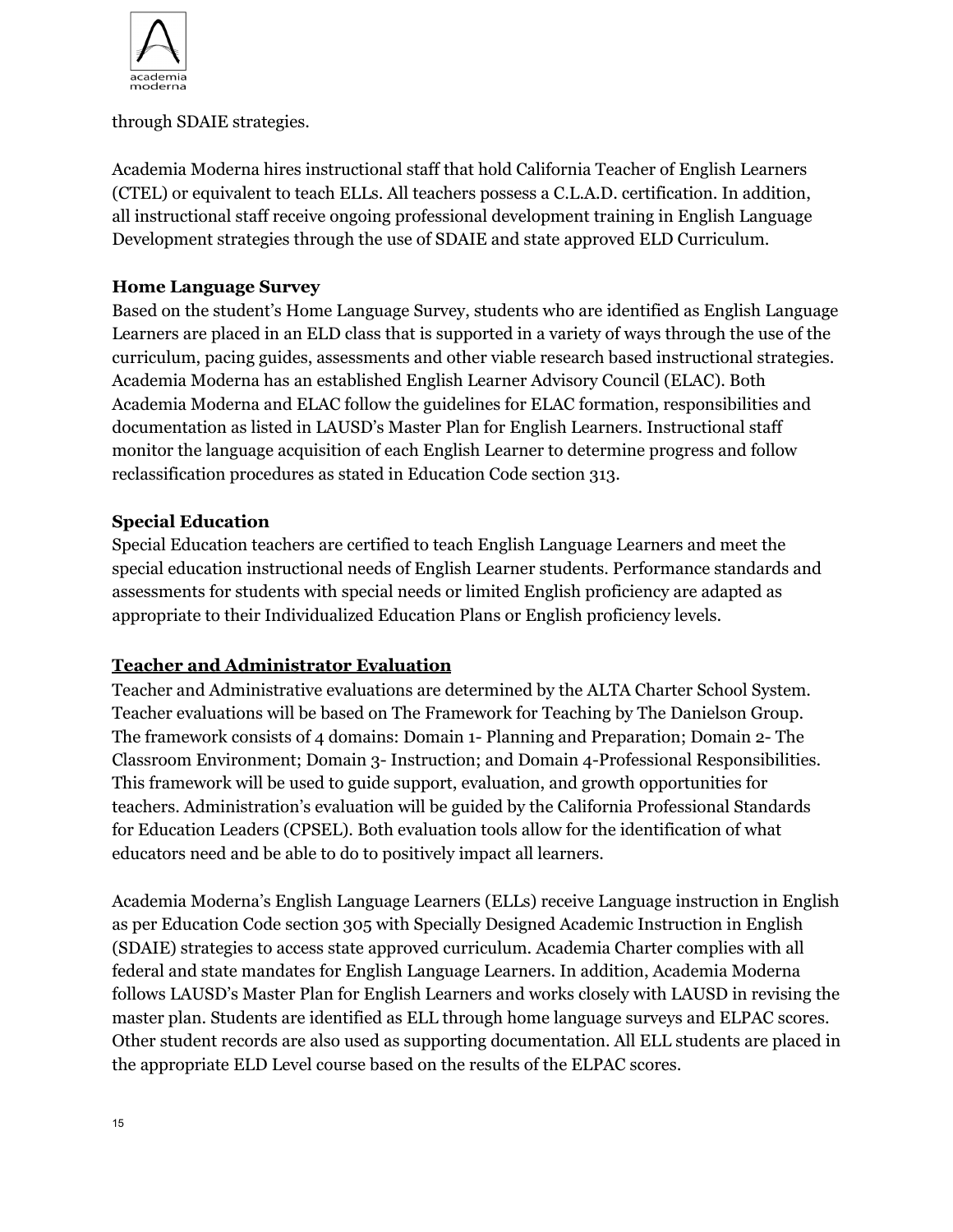through SDAIE strategies.

Academia Moderna hires instructional staff that hold California Teacher of English Learners (CTEL) or equivalent to teach ELLs. All teachers possess a C.L.A.D. certification. In addition, all instructional staff receive ongoing professional development training in English Language Development strategies through the use of SDAIE and state approved ELD Curriculum.

**Home Language Survey**

Based on the student's Home Language Survey, students who are identified as English Language Learners are placed in an ELD class that is supported in a variety of ways through the use of the curriculum, pacing guides, assessments and other viable research based instructional strategies. Academia Moderna has an established English Learner Advisory Council (ELAC). Both Academia Moderna and ELAC follow the guidelines for ELAC formation, responsibilities and documentation as listed in LAUSD's Master Plan for English Learners. Instructional staff monitor the language acquisition of each English Learner to determine progress and follow reclassification procedures as stated in Education Code section 313.

**Special Education**

Special Education teachers are certified to teach English Language Learners and meet the special education instructional needs of English Learner students. Performance standards and assessments for students with special needs or limited English proficiency are adapted as appropriate to their Individualized Education Plans or English proficiency levels.

## Teacher and Administrator Evaluation

Teacher and Administrative evaluations are determined by the ALTA Charter School System. Teacher evaluations will be based on The Framework for Teaching by The Danielson Group. The framework consists of 4 domains: Domain 1- Planning and Preparation; Domain 2- The Classroom Environment; Domain 3- Instruction; and Domain 4-Professional Responsibilities. This framework will be used to guide support, evaluation, and growth opportunities for teachers. Administration's evaluation will be guided by the California Professional Standards for Education Leaders (CPSEL). Both evaluation tools allow for the identification of what educators need and be able to do to positively impact all learners.

Academia Moderna's English Language Learners (ELLs) receive Language instruction in English as per Education Code section 305 with Specially Designed Academic Instruction in English (SDAIE) strategies to access state approved curriculum. Academia Charter complies with all federal and state mandates for English Language Learners. In addition, Academia Moderna follows LAUSD's Master Plan for English Learners and works closely with LAUSD in revising the master plan. Students are identified as ELL through home language surveys and ELPAC scores. Other student records are also used as supporting documentation. All ELL students are placed in the appropriate ELD Level course based on the results of the ELPAC scores.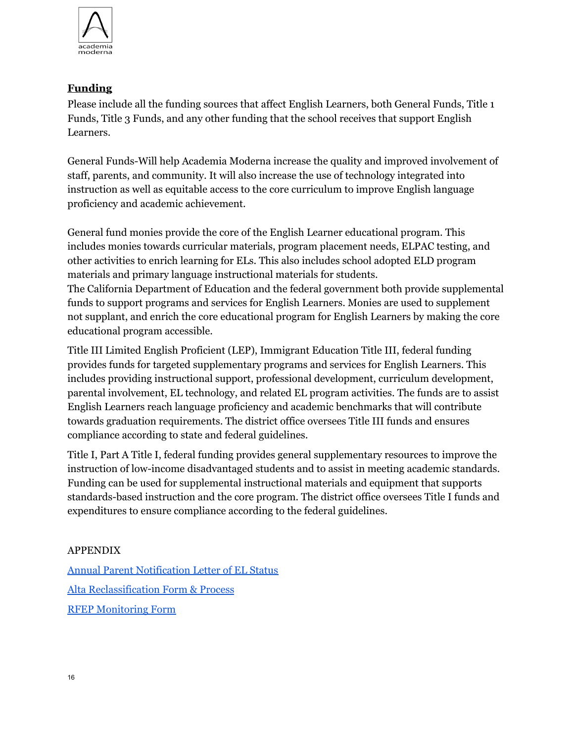**Funding**

Please include all the funding sources that affect English Learners, both General Funds, Title 1 Funds, Title 3 Funds, and any other funding that the school receives that support English Learners.

General Funds-Will help Academia Moderna increase the quality and improved involvement of staff, parents, and community. It will also increase the use of technology integrated into instruction as well as equitable access to the core curriculum to improve English language proficiency and academic achievement.

General fund monies provide the core of the English Learner educational program. This includes monies towards curricular materials, program placement needs, ELPAC testing, and other activities to enrich learning for ELs. This also includes school adopted ELD program materials and primary language instructional materials for students.
The California Department of Education and the federal government both provide supplemental funds to support programs and services for English Learners. Monies are used to supplement not supplant, and enrich the core educational program for English Learners by making the core educational program accessible.

Title III Limited English Proficient (LEP), Immigrant Education Title III, federal funding provides funds for targeted supplementary programs and services for English Learners. This includes providing instructional support, professional development, curriculum development, parental involvement, EL technology, and related EL program activities. The funds are to assist English Learners reach language proficiency and academic benchmarks that will contribute towards graduation requirements. The district office oversees Title III funds and ensures compliance according to state and federal guidelines.

Title I, Part A Title I, federal funding provides general supplementary resources to improve the instruction of low-income disadvantaged students and to assist in meeting academic standards. Funding can be used for supplemental instructional materials and equipment that supports standards-based instruction and the core program. The district office oversees Title I funds and expenditures to ensure compliance according to the federal guidelines.

APPENDIX

Annual Parent Notification Letter of EL Status

Alta Reclassification Form & Process

RFEP Monitoring Form